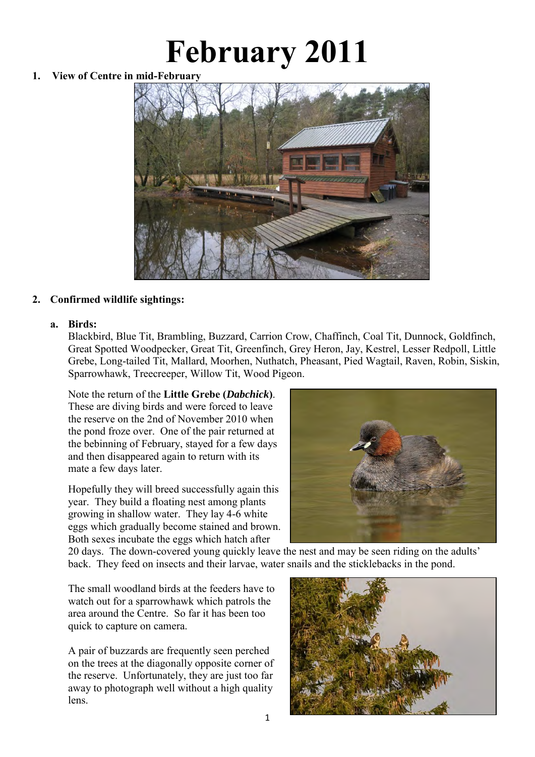# February 2011

1. **View of Centre in mid-February**

2. **Confirmed wildlife sightings:**

   a. **Birds:**

   Blackbird, Blue Tit, Brambling, Buzzard, Carrion Crow, Chaffinch, Coal Tit, Dunnock, Goldfinch, Great Spotted Woodpecker, Great Tit, Greenfinch, Grey Heron, Jay, Kestrel, Lesser Redpoll, Little Grebe, Long-tailed Tit, Mallard, Moorhen, Nuthatch, Pheasant, Pied Wagtail, Raven, Robin, Siskin, Sparrowhawk, Treecreeper, Willow Tit, Wood Pigeon.

   Note the return of the **Little Grebe (*Dabchick*)**. These are diving birds and were forced to leave the reserve on the 2nd of November 2010 when the pond froze over. One of the pair returned at the bebinning of February, stayed for a few days and then disappeared again to return with its mate a few days later.

   Hopefully they will breed successfully again this year. They build a floating nest among plants growing in shallow water. They lay 4-6 white eggs which gradually become stained and brown. Both sexes incubate the eggs which hatch after 20 days. The down-covered young quickly leave the nest and may be seen riding on the adults' back. They feed on insects and their larvae, water snails and the sticklebacks in the pond.

   The small woodland birds at the feeders have to watch out for a sparrowhawk which patrols the area around the Centre. So far it has been too quick to capture on camera.

   A pair of buzzards are frequently seen perched on the trees at the diagonally opposite corner of the reserve. Unfortunately, they are just too far away to photograph well without a high quality lens.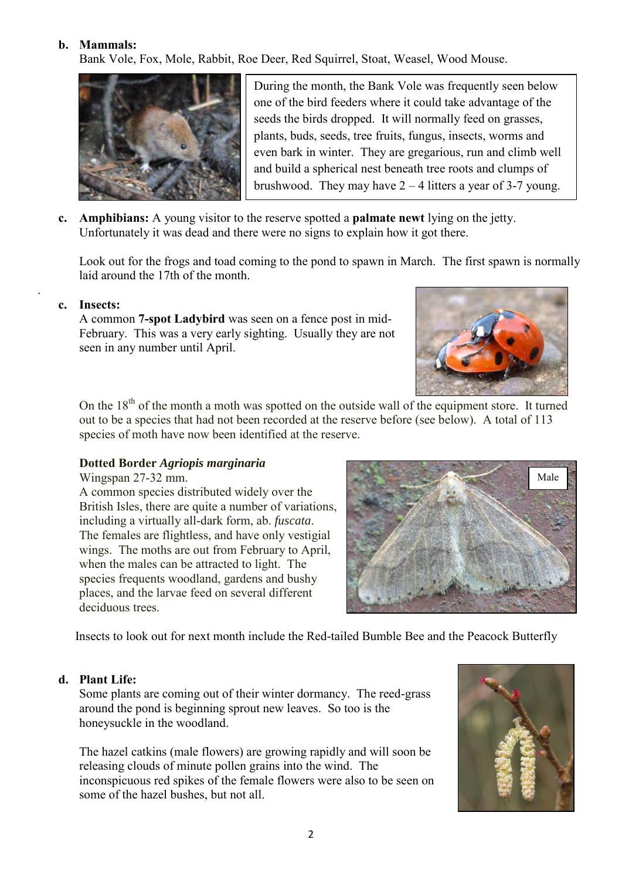**b. Mammals:**
Bank Vole, Fox, Mole, Rabbit, Roe Deer, Red Squirrel, Stoat, Weasel, Wood Mouse.

During the month, the Bank Vole was frequently seen below one of the bird feeders where it could take advantage of the seeds the birds dropped. It will normally feed on grasses, plants, buds, seeds, tree fruits, fungus, insects, worms and even bark in winter. They are gregarious, run and climb well and build a spherical nest beneath tree roots and clumps of brushwood. They may have 2 – 4 litters a year of 3-7 young.

**c. Amphibians:** A young visitor to the reserve spotted a **palmate newt** lying on the jetty. Unfortunately it was dead and there were no signs to explain how it got there.

Look out for the frogs and toad coming to the pond to spawn in March. The first spawn is normally laid around the 17th of the month.

**c. Insects:**
A common **7-spot Ladybird** was seen on a fence post in mid-February. This was a very early sighting. Usually they are not seen in any number until April.

On the 18th of the month a moth was spotted on the outside wall of the equipment store. It turned out to be a species that had not been recorded at the reserve before (see below). A total of 113 species of moth have now been identified at the reserve.

**Dotted Border *Agriopis marginaria***
Wingspan 27-32 mm.
A common species distributed widely over the British Isles, there are quite a number of variations, including a virtually all-dark form, ab. *fuscata*. The females are flightless, and have only vestigial wings. The moths are out from February to April, when the males can be attracted to light. The species frequents woodland, gardens and bushy places, and the larvae feed on several different deciduous trees.

Male

Insects to look out for next month include the Red-tailed Bumble Bee and the Peacock Butterfly

**d. Plant Life:**
Some plants are coming out of their winter dormancy. The reed-grass around the pond is beginning sprout new leaves. So too is the honeysuckle in the woodland.

The hazel catkins (male flowers) are growing rapidly and will soon be releasing clouds of minute pollen grains into the wind. The inconspicuous red spikes of the female flowers were also to be seen on some of the hazel bushes, but not all.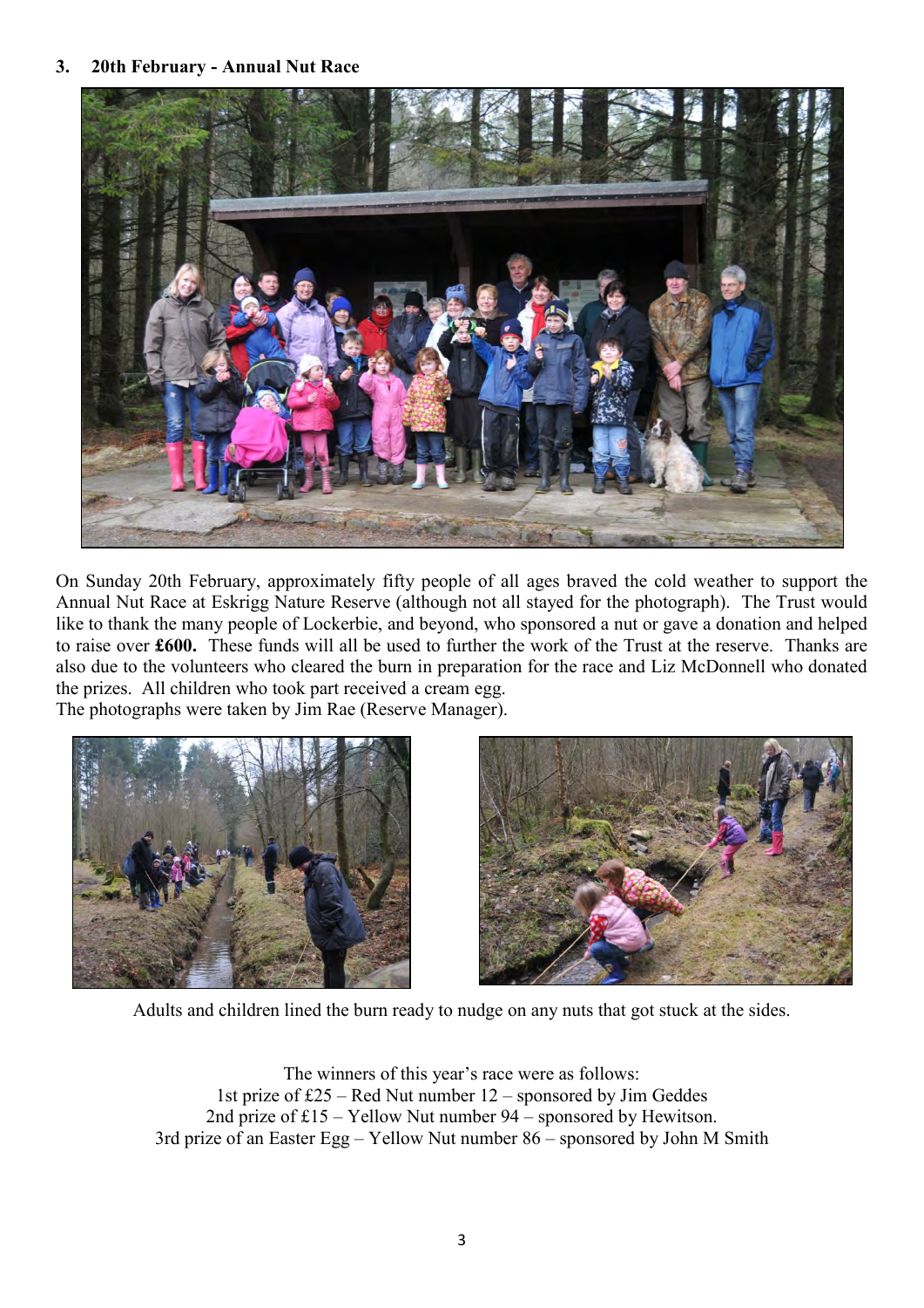### 3. 20th February - Annual Nut Race

On Sunday 20th February, approximately fifty people of all ages braved the cold weather to support the Annual Nut Race at Eskrigg Nature Reserve (although not all stayed for the photograph). The Trust would like to thank the many people of Lockerbie, and beyond, who sponsored a nut or gave a donation and helped to raise over **£600.** These funds will all be used to further the work of the Trust at the reserve. Thanks are also due to the volunteers who cleared the burn in preparation for the race and Liz McDonnell who donated the prizes. All children who took part received a cream egg.
The photographs were taken by Jim Rae (Reserve Manager).

Adults and children lined the burn ready to nudge on any nuts that got stuck at the sides.

The winners of this year's race were as follows:
1st prize of £25 – Red Nut number 12 – sponsored by Jim Geddes
2nd prize of £15 – Yellow Nut number 94 – sponsored by Hewitson.
3rd prize of an Easter Egg – Yellow Nut number 86 – sponsored by John M Smith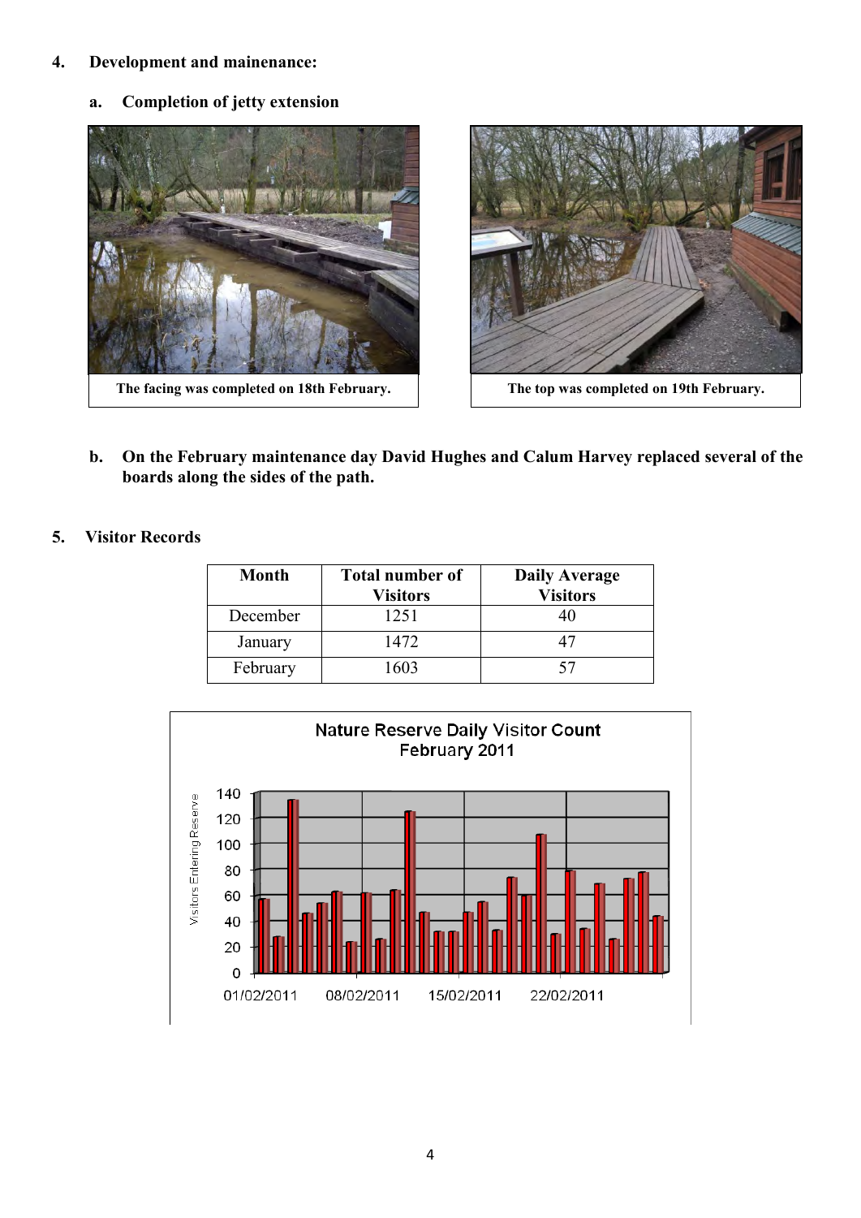4. **Development and mainenance:**

   a. **Completion of jetty extension**

**The facing was completed on 18th February.**

**The top was completed on 19th February.**

   b. **On the February maintenance day David Hughes and Calum Harvey replaced several of the boards along the sides of the path.**

5. **Visitor Records**

| Month | Total number of Visitors | Daily Average Visitors |
|---|---|---|
| December | 1251 | 40 |
| January | 1472 | 47 |
| February | 1603 | 57 |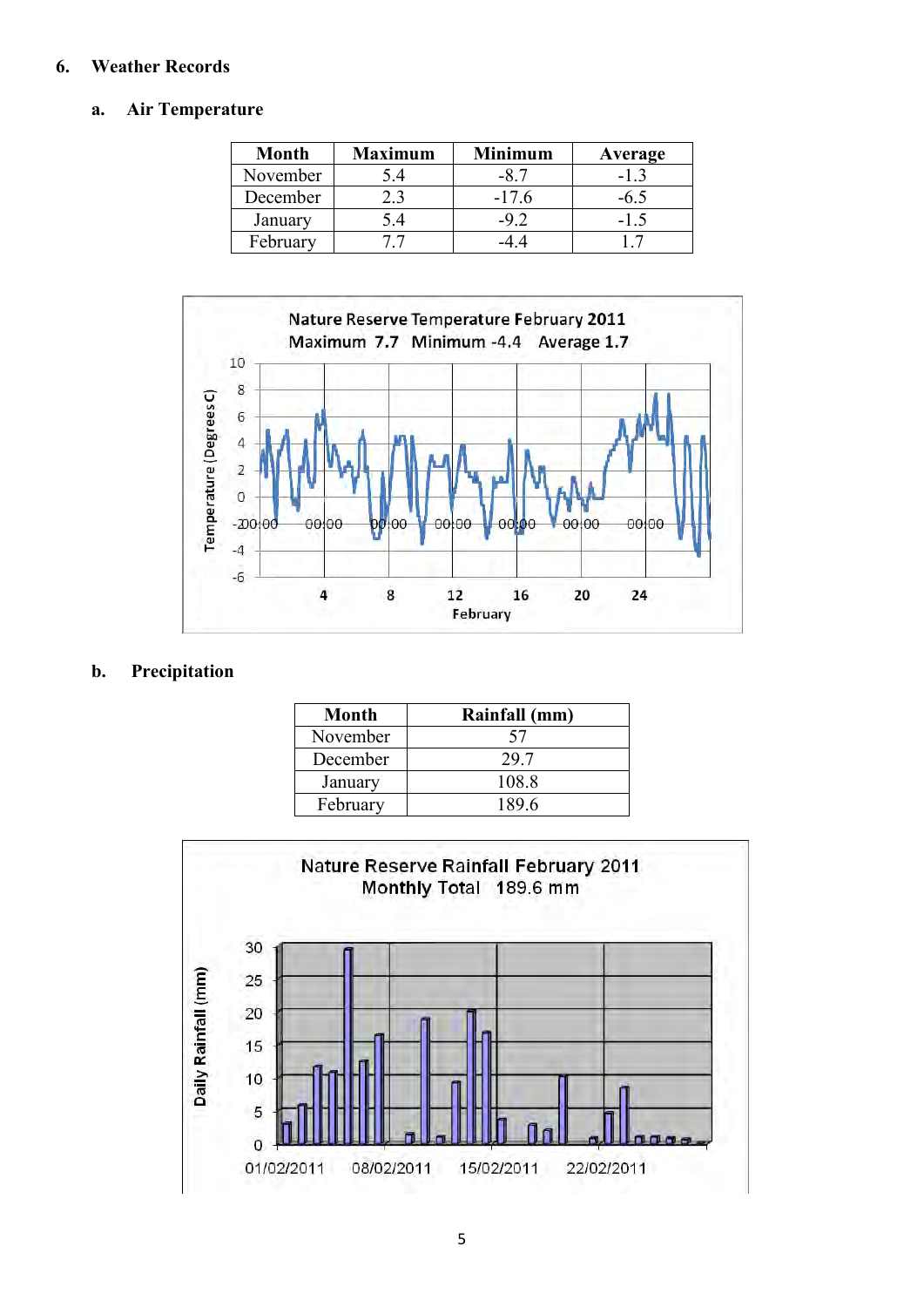## 6. Weather Records

### a. Air Temperature

| Month | Maximum | Minimum | Average |
|---|---|---|---|
| November | 5.4 | -8.7 | -1.3 |
| December | 2.3 | -17.6 | -6.5 |
| January | 5.4 | -9.2 | -1.5 |
| February | 7.7 | -4.4 | 1.7 |

### b. Precipitation

| Month | Rainfall (mm) |
|---|---|
| November | 57 |
| December | 29.7 |
| January | 108.8 |
| February | 189.6 |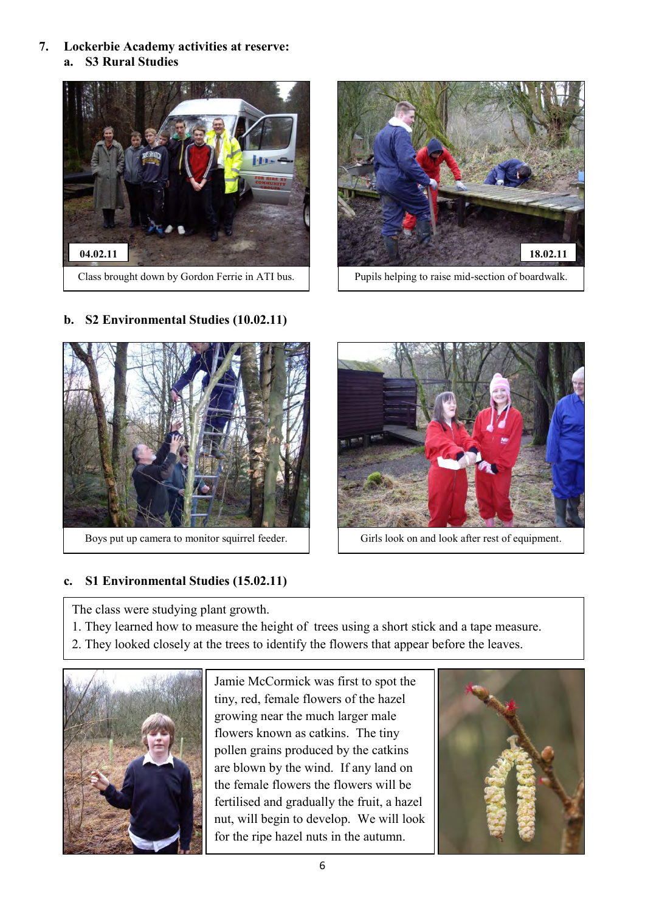## 7. Lockerbie Academy activities at reserve:

### a. S3 Rural Studies

04.02.11

Class brought down by Gordon Ferrie in ATI bus.

18.02.11

Pupils helping to raise mid-section of boardwalk.

### b. S2 Environmental Studies (10.02.11)

Boys put up camera to monitor squirrel feeder.

Girls look on and look after rest of equipment.

### c. S1 Environmental Studies (15.02.11)

The class were studying plant growth.

1. They learned how to measure the height of trees using a short stick and a tape measure.
2. They looked closely at the trees to identify the flowers that appear before the leaves.

Jamie McCormick was first to spot the tiny, red, female flowers of the hazel growing near the much larger male flowers known as catkins. The tiny pollen grains produced by the catkins are blown by the wind. If any land on the female flowers the flowers will be fertilised and gradually the fruit, a hazel nut, will begin to develop. We will look for the ripe hazel nuts in the autumn.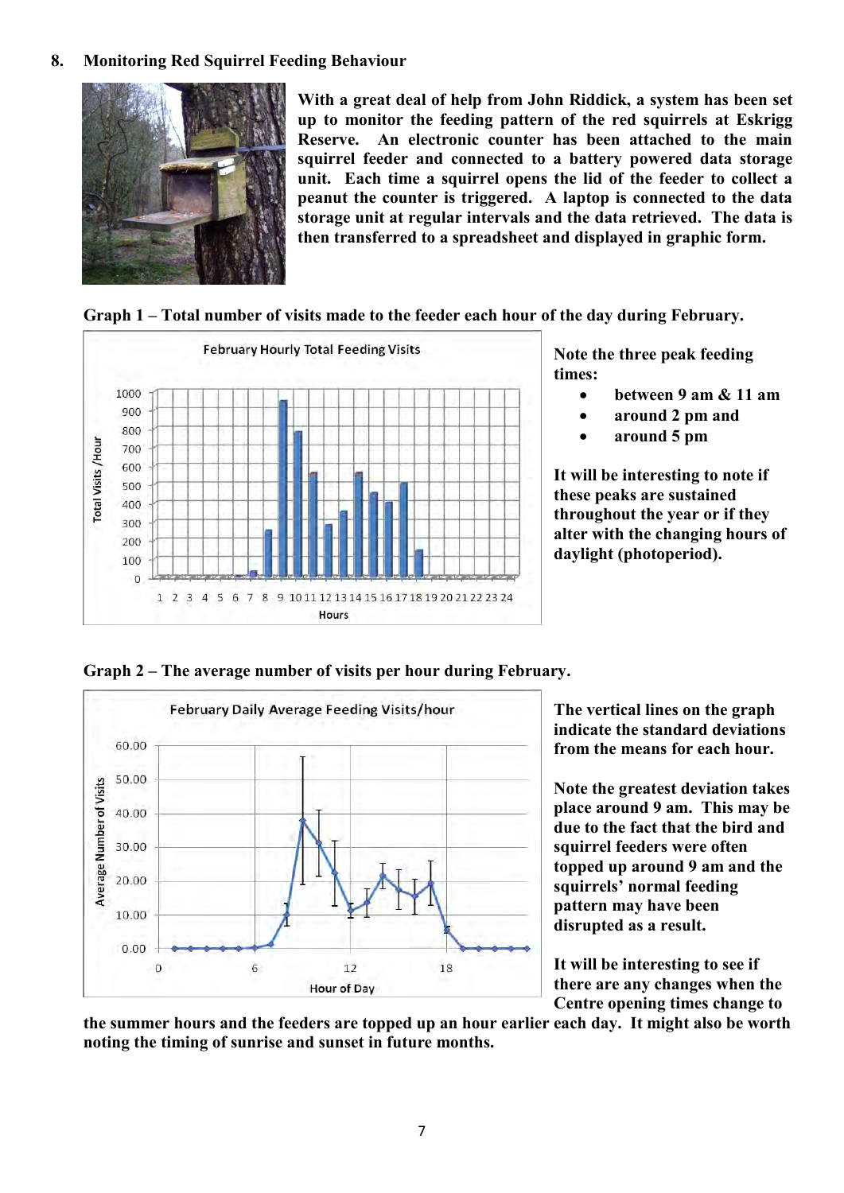## 8. Monitoring Red Squirrel Feeding Behaviour

**With a great deal of help from John Riddick, a system has been set up to monitor the feeding pattern of the red squirrels at Eskrigg Reserve. An electronic counter has been attached to the main squirrel feeder and connected to a battery powered data storage unit. Each time a squirrel opens the lid of the feeder to collect a peanut the counter is triggered. A laptop is connected to the data storage unit at regular intervals and the data retrieved. The data is then transferred to a spreadsheet and displayed in graphic form.**

**Graph 1 – Total number of visits made to the feeder each hour of the day during February.**

February Hourly Total Feeding Visits

Total Visits /Hour

0
100
200
300
400
500
600
700
800
900
1000

1 2 3 4 5 6 7 8 9 10 11 12 13 14 15 16 17 18 19 20 21 22 23 24

Hours

**Note the three peak feeding times:**

- **between 9 am & 11 am**
- **around 2 pm and**
- **around 5 pm**

**It will be interesting to note if these peaks are sustained throughout the year or if they alter with the changing hours of daylight (photoperiod).**

**Graph 2 – The average number of visits per hour during February.**

February Daily Average Feeding Visits/hour

Average Number of Visits

0.00
10.00
20.00
30.00
40.00
50.00
60.00

0 6 12 18

Hour of Day

**The vertical lines on the graph indicate the standard deviations from the means for each hour.**

**Note the greatest deviation takes place around 9 am. This may be due to the fact that the bird and squirrel feeders were often topped up around 9 am and the squirrels' normal feeding pattern may have been disrupted as a result.**

**It will be interesting to see if there are any changes when the Centre opening times change to the summer hours and the feeders are topped up an hour earlier each day. It might also be worth noting the timing of sunrise and sunset in future months.**